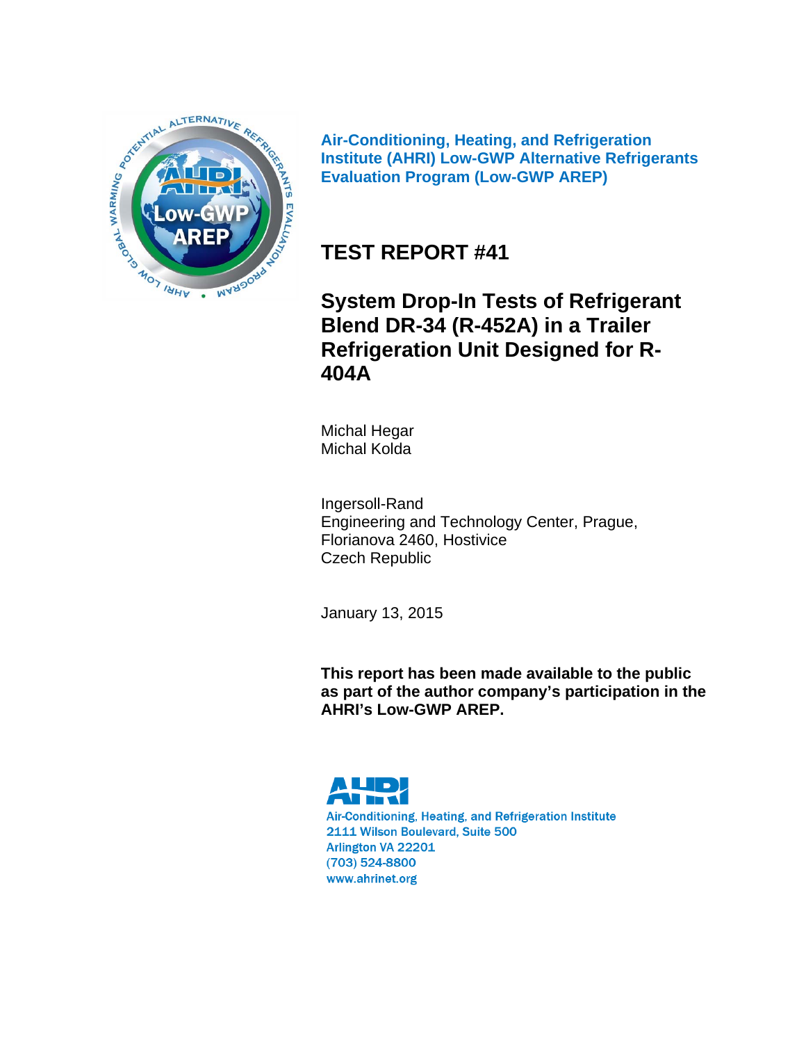**Air-Conditioning, Heating, and Refrigeration Institute (AHRI) Low-GWP Alternative Refrigerants Evaluation Program (Low-GWP AREP)**

# TEST REPORT #41

# System Drop-In Tests of Refrigerant Blend DR-34 (R-452A) in a Trailer Refrigeration Unit Designed for R-404A

Michal Hegar
Michal Kolda

Ingersoll-Rand
Engineering and Technology Center, Prague,
Florianova 2460, Hostivice
Czech Republic

January 13, 2015

**This report has been made available to the public as part of the author company's participation in the AHRI's Low-GWP AREP.**

Air-Conditioning, Heating, and Refrigeration Institute
2111 Wilson Boulevard, Suite 500
Arlington VA 22201
(703) 524-8800
www.ahrinet.org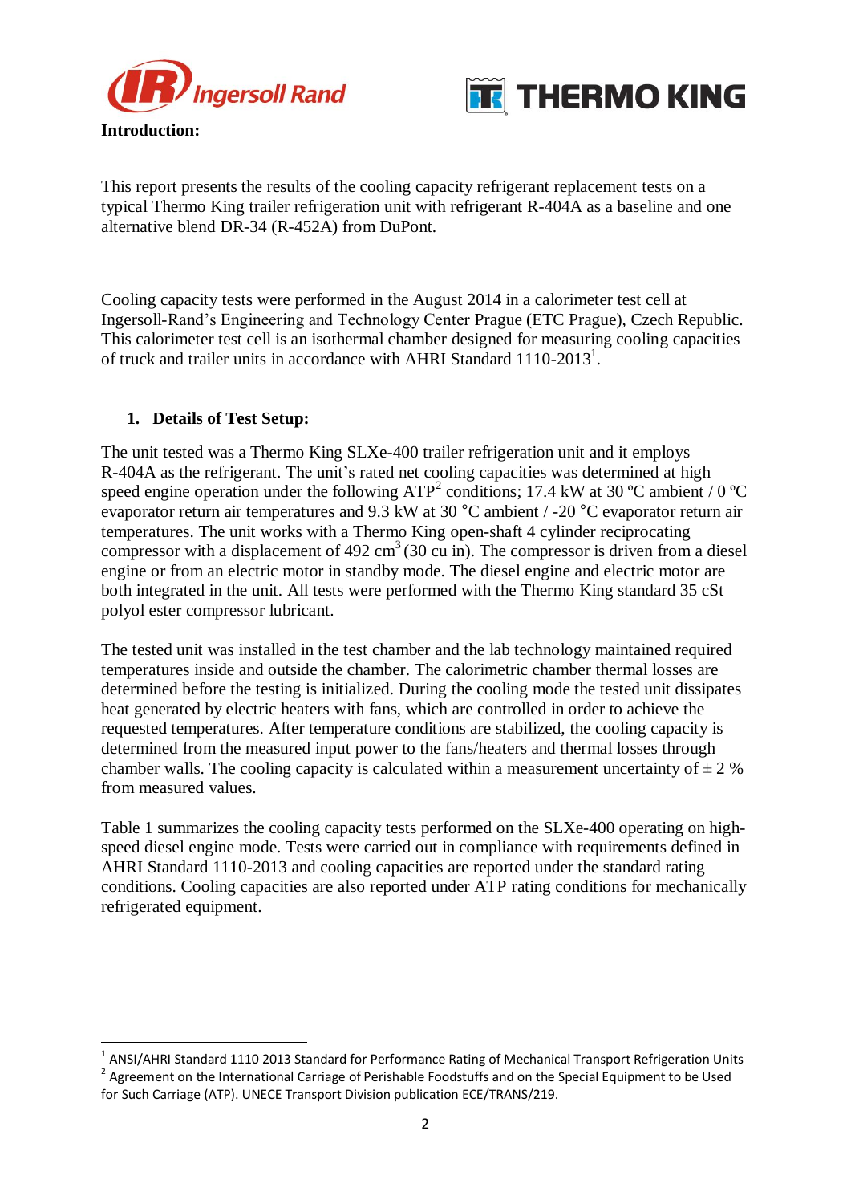**Introduction:**

This report presents the results of the cooling capacity refrigerant replacement tests on a typical Thermo King trailer refrigeration unit with refrigerant R-404A as a baseline and one alternative blend DR-34 (R-452A) from DuPont.

Cooling capacity tests were performed in the August 2014 in a calorimeter test cell at Ingersoll-Rand's Engineering and Technology Center Prague (ETC Prague), Czech Republic. This calorimeter test cell is an isothermal chamber designed for measuring cooling capacities of truck and trailer units in accordance with AHRI Standard 1110-2013[1].

## 1. Details of Test Setup:

The unit tested was a Thermo King SLXe-400 trailer refrigeration unit and it employs R-404A as the refrigerant. The unit's rated net cooling capacities was determined at high speed engine operation under the following ATP[2] conditions; 17.4 kW at 30 ºC ambient / 0 ºC evaporator return air temperatures and 9.3 kW at 30 °C ambient / -20 °C evaporator return air temperatures. The unit works with a Thermo King open-shaft 4 cylinder reciprocating compressor with a displacement of 492 $cm^3$ (30 cu in). The compressor is driven from a diesel engine or from an electric motor in standby mode. The diesel engine and electric motor are both integrated in the unit. All tests were performed with the Thermo King standard 35 cSt polyol ester compressor lubricant.

The tested unit was installed in the test chamber and the lab technology maintained required temperatures inside and outside the chamber. The calorimetric chamber thermal losses are determined before the testing is initialized. During the cooling mode the tested unit dissipates heat generated by electric heaters with fans, which are controlled in order to achieve the requested temperatures. After temperature conditions are stabilized, the cooling capacity is determined from the measured input power to the fans/heaters and thermal losses through chamber walls. The cooling capacity is calculated within a measurement uncertainty of ± 2 % from measured values.

Table 1 summarizes the cooling capacity tests performed on the SLXe-400 operating on high-speed diesel engine mode. Tests were carried out in compliance with requirements defined in AHRI Standard 1110-2013 and cooling capacities are reported under the standard rating conditions. Cooling capacities are also reported under ATP rating conditions for mechanically refrigerated equipment.

---

[1] ANSI/AHRI Standard 1110 2013 Standard for Performance Rating of Mechanical Transport Refrigeration Units

[2] Agreement on the International Carriage of Perishable Foodstuffs and on the Special Equipment to be Used for Such Carriage (ATP). UNECE Transport Division publication ECE/TRANS/219.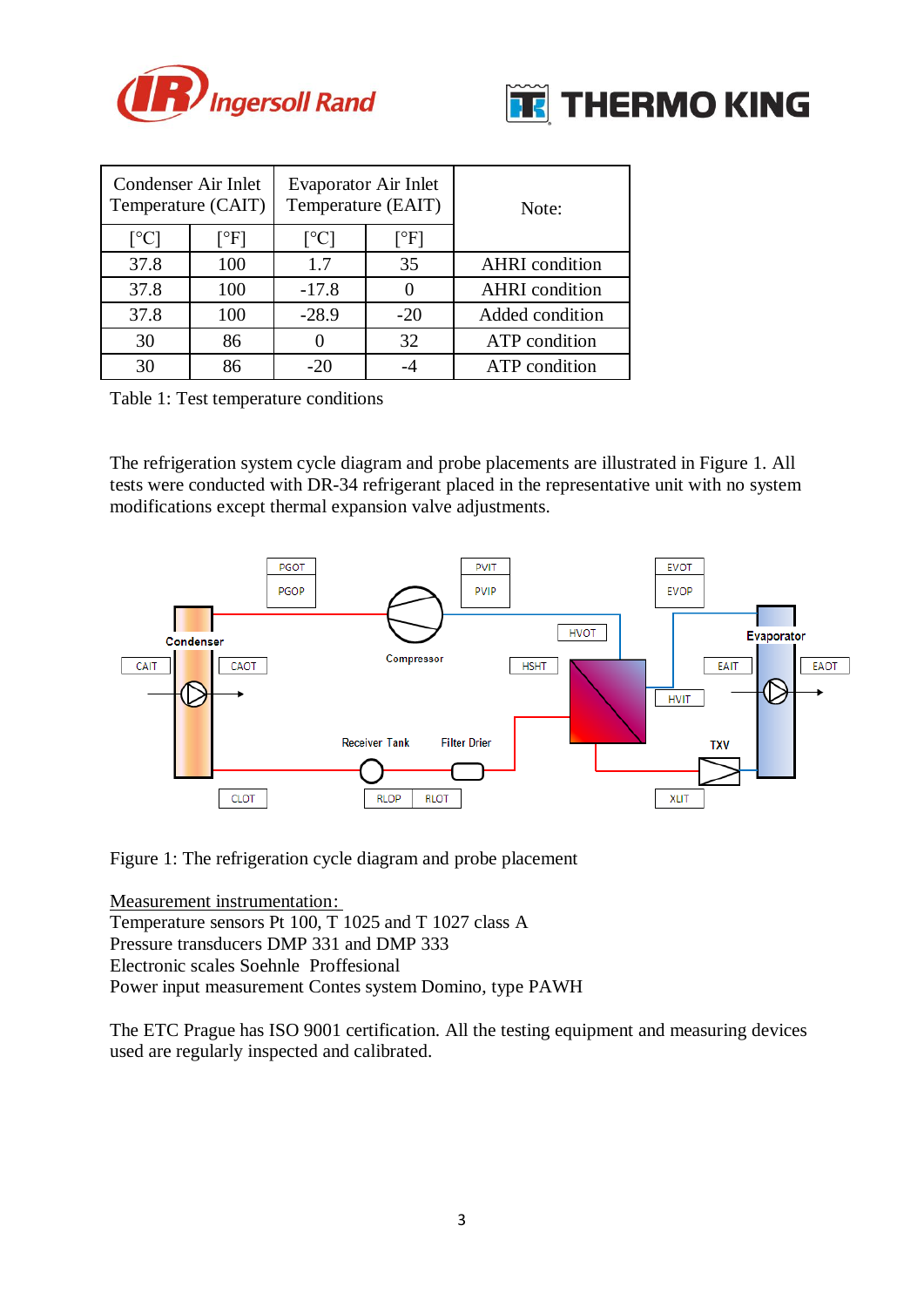| Condenser Air Inlet Temperature (CAIT) | | Evaporator Air Inlet Temperature (EAIT) | | Note: |
|---|---|---|---|---|
| [°C] | [°F] | [°C] | [°F] | |
| 37.8 | 100 | 1.7 | 35 | AHRI condition |
| 37.8 | 100 | -17.8 | 0 | AHRI condition |
| 37.8 | 100 | -28.9 | -20 | Added condition |
| 30 | 86 | 0 | 32 | ATP condition |
| 30 | 86 | -20 | -4 | ATP condition |

Table 1: Test temperature conditions

The refrigeration system cycle diagram and probe placements are illustrated in Figure 1. All tests were conducted with DR-34 refrigerant placed in the representative unit with no system modifications except thermal expansion valve adjustments.

Figure 1: The refrigeration cycle diagram and probe placement

Measurement instrumentation:
Temperature sensors Pt 100, T 1025 and T 1027 class A
Pressure transducers DMP 331 and DMP 333
Electronic scales Soehnle Proffesional
Power input measurement Contes system Domino, type PAWH

The ETC Prague has ISO 9001 certification. All the testing equipment and measuring devices used are regularly inspected and calibrated.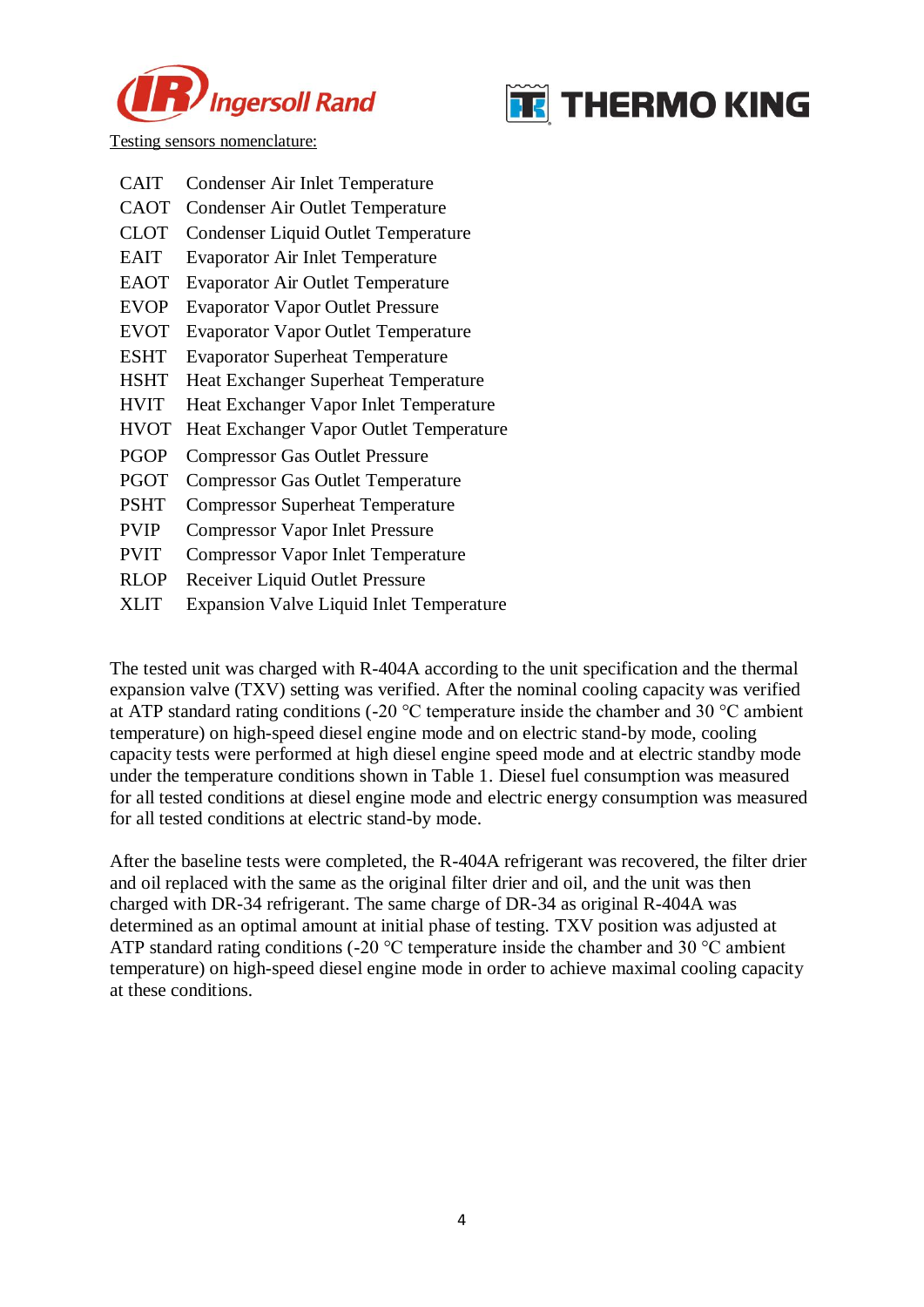Testing sensors nomenclature:

| | |
|---|---|
| CAIT | Condenser Air Inlet Temperature |
| CAOT | Condenser Air Outlet Temperature |
| CLOT | Condenser Liquid Outlet Temperature |
| EAIT | Evaporator Air Inlet Temperature |
| EAOT | Evaporator Air Outlet Temperature |
| EVOP | Evaporator Vapor Outlet Pressure |
| EVOT | Evaporator Vapor Outlet Temperature |
| ESHT | Evaporator Superheat Temperature |
| HSHT | Heat Exchanger Superheat Temperature |
| HVIT | Heat Exchanger Vapor Inlet Temperature |
| HVOT | Heat Exchanger Vapor Outlet Temperature |
| PGOP | Compressor Gas Outlet Pressure |
| PGOT | Compressor Gas Outlet Temperature |
| PSHT | Compressor Superheat Temperature |
| PVIP | Compressor Vapor Inlet Pressure |
| PVIT | Compressor Vapor Inlet Temperature |
| RLOP | Receiver Liquid Outlet Pressure |
| XLIT | Expansion Valve Liquid Inlet Temperature |

The tested unit was charged with R-404A according to the unit specification and the thermal expansion valve (TXV) setting was verified. After the nominal cooling capacity was verified at ATP standard rating conditions (-20 °C temperature inside the chamber and 30 °C ambient temperature) on high-speed diesel engine mode and on electric stand-by mode, cooling capacity tests were performed at high diesel engine speed mode and at electric standby mode under the temperature conditions shown in Table 1. Diesel fuel consumption was measured for all tested conditions at diesel engine mode and electric energy consumption was measured for all tested conditions at electric stand-by mode.

After the baseline tests were completed, the R-404A refrigerant was recovered, the filter drier and oil replaced with the same as the original filter drier and oil, and the unit was then charged with DR-34 refrigerant. The same charge of DR-34 as original R-404A was determined as an optimal amount at initial phase of testing. TXV position was adjusted at ATP standard rating conditions (-20 °C temperature inside the chamber and 30 °C ambient temperature) on high-speed diesel engine mode in order to achieve maximal cooling capacity at these conditions.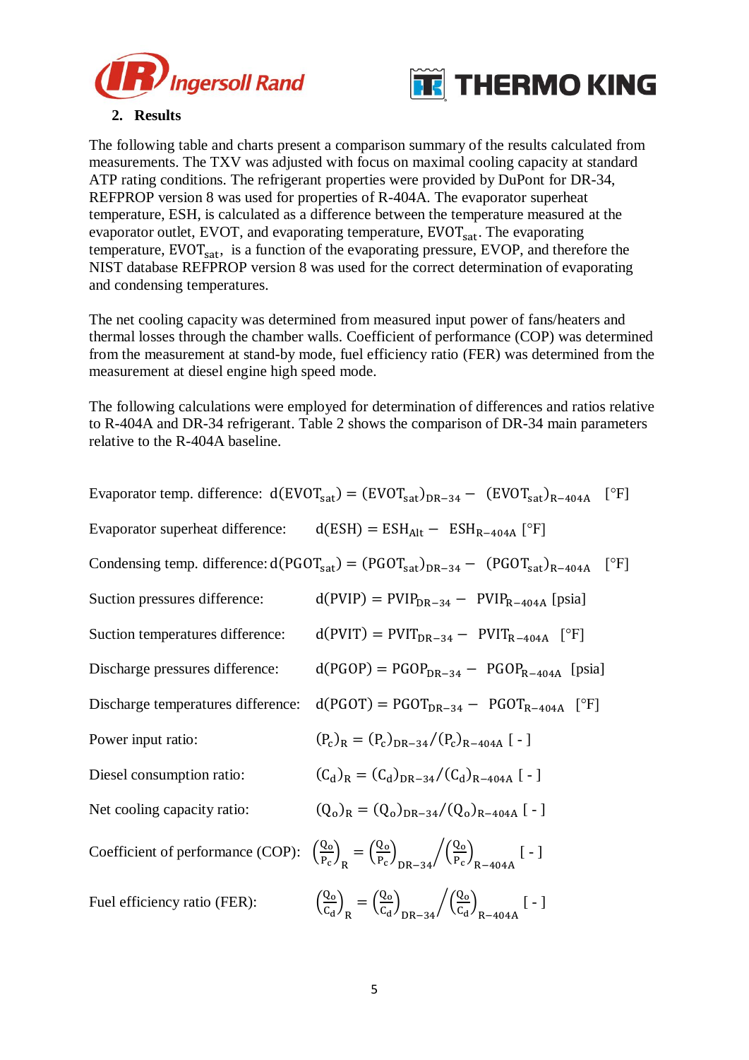## 2. Results

The following table and charts present a comparison summary of the results calculated from measurements. The TXV was adjusted with focus on maximal cooling capacity at standard ATP rating conditions. The refrigerant properties were provided by DuPont for DR-34, REFPROP version 8 was used for properties of R-404A. The evaporator superheat temperature, ESH, is calculated as a difference between the temperature measured at the evaporator outlet, EVOT, and evaporating temperature, $EVOT_{sat}$. The evaporating temperature, $EVOT_{sat}$, is a function of the evaporating pressure, EVOP, and therefore the NIST database REFPROP version 8 was used for the correct determination of evaporating and condensing temperatures.

The net cooling capacity was determined from measured input power of fans/heaters and thermal losses through the chamber walls. Coefficient of performance (COP) was determined from the measurement at stand-by mode, fuel efficiency ratio (FER) was determined from the measurement at diesel engine high speed mode.

The following calculations were employed for determination of differences and ratios relative to R-404A and DR-34 refrigerant. Table 2 shows the comparison of DR-34 main parameters relative to the R-404A baseline.

Evaporator temp. difference: $d(EVOT_{sat}) = (EVOT_{sat})_{DR-34} - (EVOT_{sat})_{R-404A}$ [°F]

Evaporator superheat difference: $d(ESH) = ESH_{Alt} - ESH_{R-404A}$ [°F]

Condensing temp. difference: $d(PGOT_{sat}) = (PGOT_{sat})_{DR-34} - (PGOT_{sat})_{R-404A}$ [°F]

Suction pressures difference: $d(PVIP) = PVIP_{DR-34} - PVIP_{R-404A}$ [psia]

Suction temperatures difference: $d(PVIT) = PVIT_{DR-34} - PVIT_{R-404A}$ [°F]

Discharge pressures difference: $d(PGOP) = PGOP_{DR-34} - PGOP_{R-404A}$ [psia]

Discharge temperatures difference: $d(PGOT) = PGOT_{DR-34} - PGOT_{R-404A}$ [°F]

Power input ratio: $(P_c)_R = (P_c)_{DR-34}/(P_c)_{R-404A}$ [ - ]

Diesel consumption ratio: $(C_d)_R = (C_d)_{DR-34}/(C_d)_{R-404A}$ [ - ]

Net cooling capacity ratio: $(Q_o)_R = (Q_o)_{DR-34}/(Q_o)_{R-404A}$ [ - ]

Coefficient of performance (COP): $\left(\frac{Q_o}{P_c}\right)_R = \left(\frac{Q_o}{P_c}\right)_{DR-34} \Big/ \left(\frac{Q_o}{P_c}\right)_{R-404A}$ [ - ]

Fuel efficiency ratio (FER): $\left(\frac{Q_o}{C_d}\right)_R = \left(\frac{Q_o}{C_d}\right)_{DR-34} \Big/ \left(\frac{Q_o}{C_d}\right)_{R-404A}$ [ - ]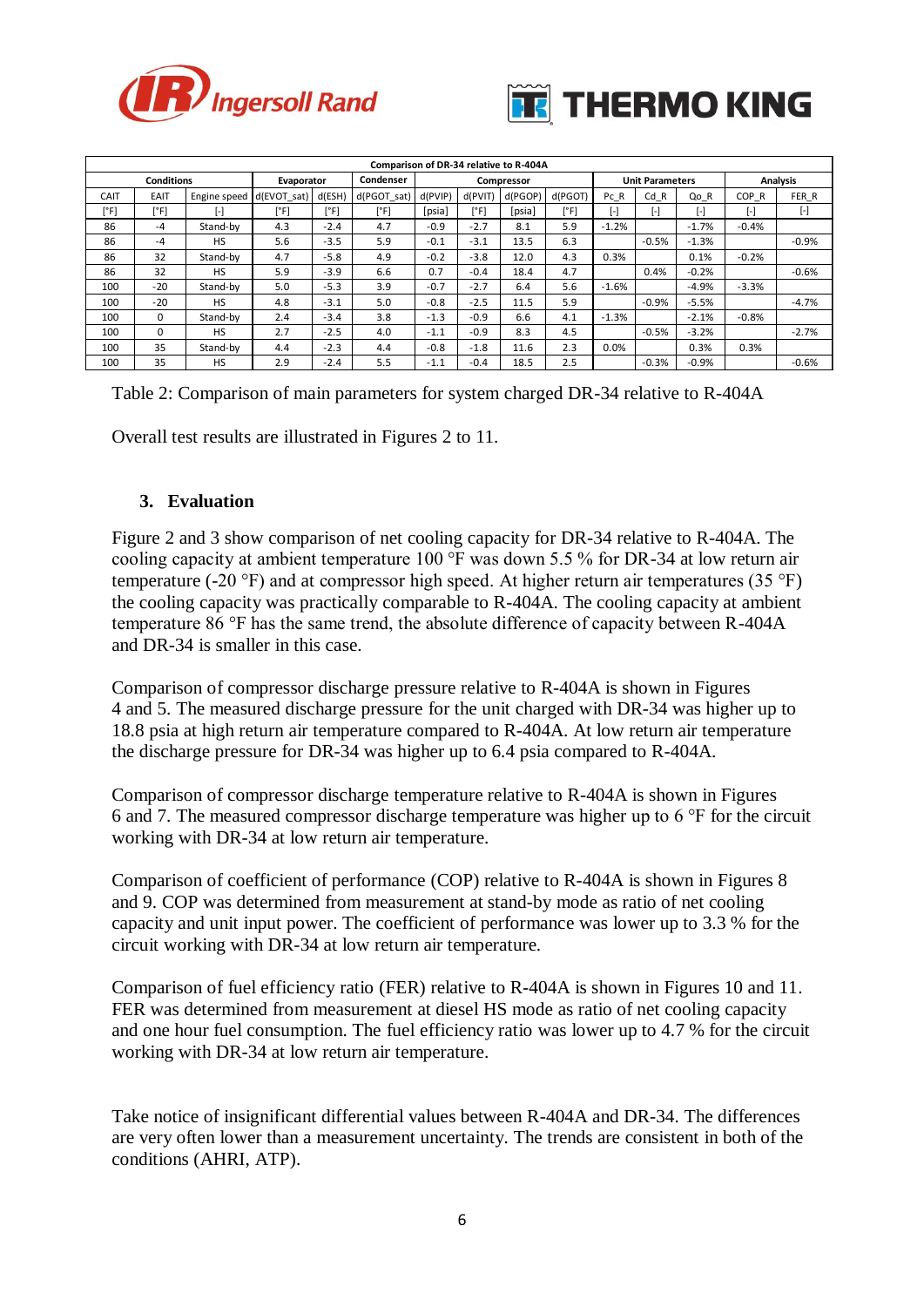| Comparison of DR-34 relative to R-404A | | | | | | | | | | | | | | |
|---|---|---|---|---|---|---|---|---|---|---|---|---|---|---|
| Conditions | | | Evaporator | | Condenser | Compressor | | | | Unit Parameters | | | Analysis | |
| CAIT | EAIT | Engine speed | d(EVOT_sat) | d(ESH) | d(PGOT_sat) | d(PVIP) | d(PVIT) | d(PGOP) | d(PGOT) | Pc_R | Cd_R | Qo_R | COP_R | FER_R |
| [°F] | [°F] | [-] | [°F] | [°F] | [°F] | [psia] | [°F] | [psia] | [°F] | [-] | [-] | [-] | [-] | [-] |
| 86 | -4 | Stand-by | 4.3 | -2.4 | 4.7 | -0.9 | -2.7 | 8.1 | 5.9 | -1.2% | | -1.7% | -0.4% | |
| 86 | -4 | HS | 5.6 | -3.5 | 5.9 | -0.1 | -3.1 | 13.5 | 6.3 | | -0.5% | -1.3% | | -0.9% |
| 86 | 32 | Stand-by | 4.7 | -5.8 | 4.9 | -0.2 | -3.8 | 12.0 | 4.3 | 0.3% | | 0.1% | -0.2% | |
| 86 | 32 | HS | 5.9 | -3.9 | 6.6 | 0.7 | -0.4 | 18.4 | 4.7 | | 0.4% | -0.2% | | -0.6% |
| 100 | -20 | Stand-by | 5.0 | -5.3 | 3.9 | -0.7 | -2.7 | 6.4 | 5.6 | -1.6% | | -4.9% | -3.3% | |
| 100 | -20 | HS | 4.8 | -3.1 | 5.0 | -0.8 | -2.5 | 11.5 | 5.9 | | -0.9% | -5.5% | | -4.7% |
| 100 | 0 | Stand-by | 2.4 | -3.4 | 3.8 | -1.3 | -0.9 | 6.6 | 4.1 | -1.3% | | -2.1% | -0.8% | |
| 100 | 0 | HS | 2.7 | -2.5 | 4.0 | -1.1 | -0.9 | 8.3 | 4.5 | | -0.5% | -3.2% | | -2.7% |
| 100 | 35 | Stand-by | 4.4 | -2.3 | 4.4 | -0.8 | -1.8 | 11.6 | 2.3 | 0.0% | | 0.3% | 0.3% | |
| 100 | 35 | HS | 2.9 | -2.4 | 5.5 | -1.1 | -0.4 | 18.5 | 2.5 | | -0.3% | -0.9% | | -0.6% |

Table 2: Comparison of main parameters for system charged DR-34 relative to R-404A

Overall test results are illustrated in Figures 2 to 11.

## 3. Evaluation

Figure 2 and 3 show comparison of net cooling capacity for DR-34 relative to R-404A. The cooling capacity at ambient temperature 100 °F was down 5.5 % for DR-34 at low return air temperature (-20 °F) and at compressor high speed. At higher return air temperatures (35 °F) the cooling capacity was practically comparable to R-404A. The cooling capacity at ambient temperature 86 °F has the same trend, the absolute difference of capacity between R-404A and DR-34 is smaller in this case.

Comparison of compressor discharge pressure relative to R-404A is shown in Figures 4 and 5. The measured discharge pressure for the unit charged with DR-34 was higher up to 18.8 psia at high return air temperature compared to R-404A. At low return air temperature the discharge pressure for DR-34 was higher up to 6.4 psia compared to R-404A.

Comparison of compressor discharge temperature relative to R-404A is shown in Figures 6 and 7. The measured compressor discharge temperature was higher up to 6 °F for the circuit working with DR-34 at low return air temperature.

Comparison of coefficient of performance (COP) relative to R-404A is shown in Figures 8 and 9. COP was determined from measurement at stand-by mode as ratio of net cooling capacity and unit input power. The coefficient of performance was lower up to 3.3 % for the circuit working with DR-34 at low return air temperature.

Comparison of fuel efficiency ratio (FER) relative to R-404A is shown in Figures 10 and 11. FER was determined from measurement at diesel HS mode as ratio of net cooling capacity and one hour fuel consumption. The fuel efficiency ratio was lower up to 4.7 % for the circuit working with DR-34 at low return air temperature.

Take notice of insignificant differential values between R-404A and DR-34. The differences are very often lower than a measurement uncertainty. The trends are consistent in both of the conditions (AHRI, ATP).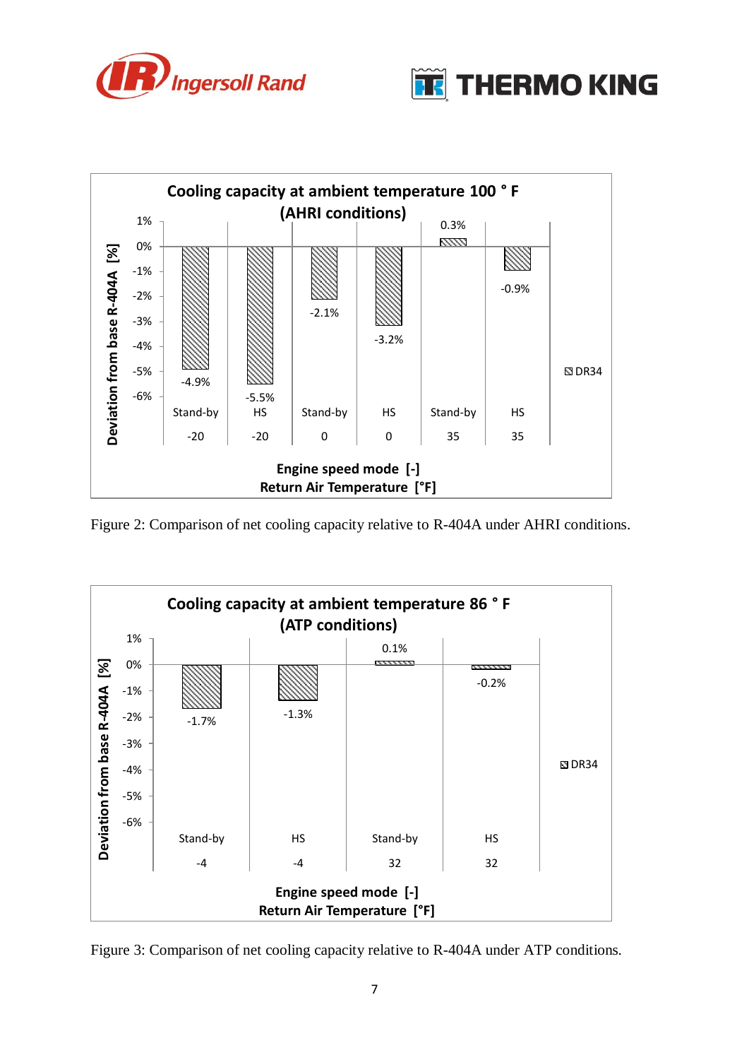Figure 2: Comparison of net cooling capacity relative to R-404A under AHRI conditions.

Figure 3: Comparison of net cooling capacity relative to R-404A under ATP conditions.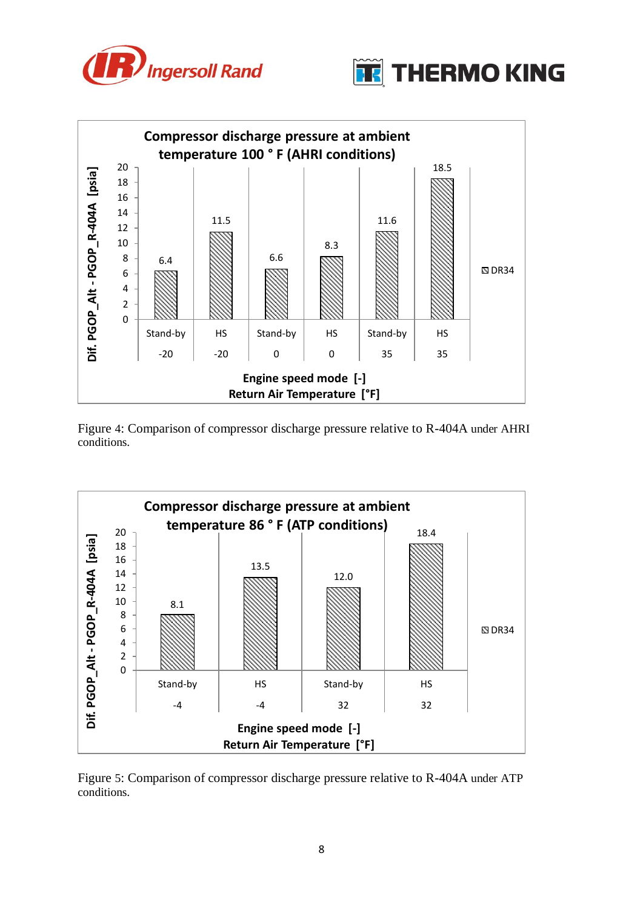Figure 4: Comparison of compressor discharge pressure relative to R-404A under AHRI conditions.

Figure 5: Comparison of compressor discharge pressure relative to R-404A under ATP conditions.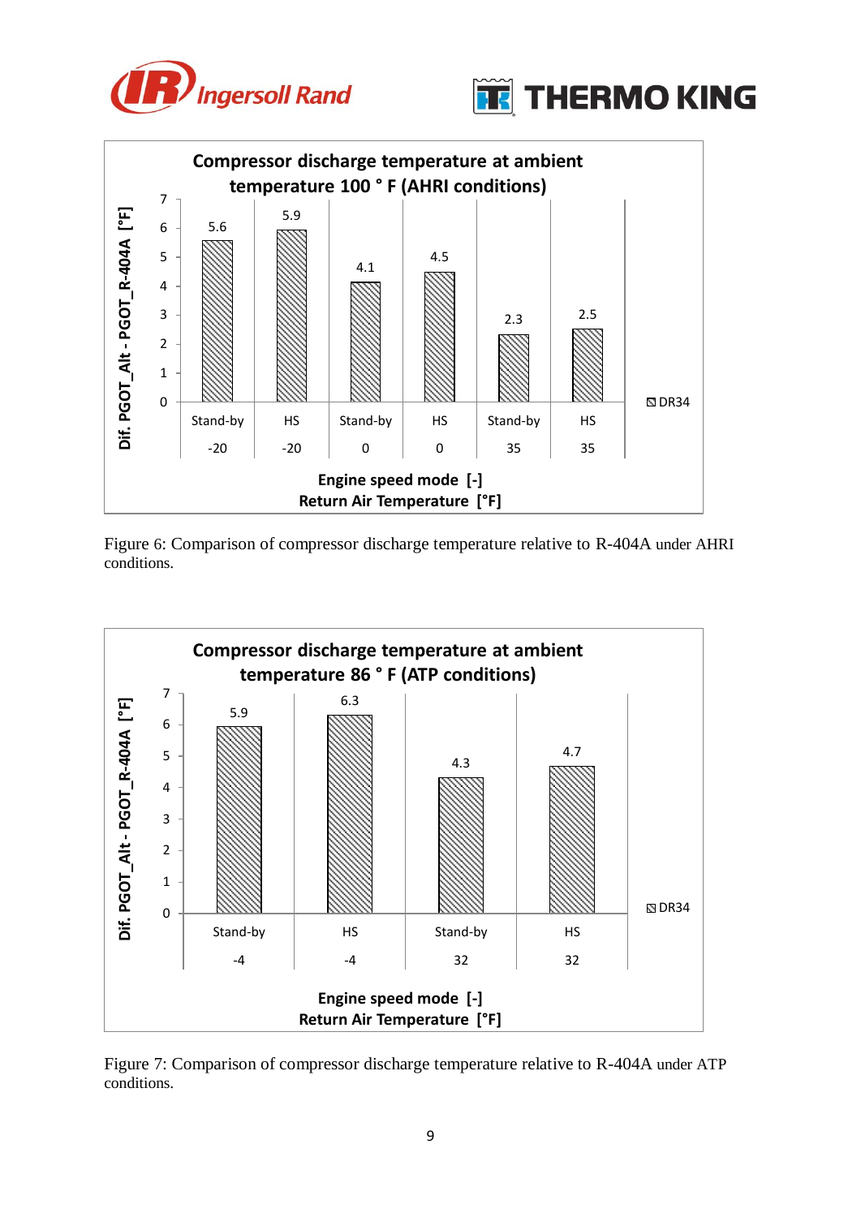**Compressor discharge temperature at ambient temperature 100 ° F (AHRI conditions)**

| Engine speed mode [-] | Stand-by | HS | Stand-by | HS | Stand-by | HS |
|---|---|---|---|---|---|---|
| Return Air Temperature [°F] | -20 | -20 | 0 | 0 | 35 | 35 |
| DR34: Dif. PGOT_Alt - PGOT_R-404A [°F] | 5.6 | 5.9 | 4.1 | 4.5 | 2.3 | 2.5 |

Figure 6: Comparison of compressor discharge temperature relative to R-404A under AHRI conditions.

**Compressor discharge temperature at ambient temperature 86 ° F (ATP conditions)**

| Engine speed mode [-] | Stand-by | HS | Stand-by | HS |
|---|---|---|---|---|
| Return Air Temperature [°F] | -4 | -4 | 32 | 32 |
| DR34: Dif. PGOT_Alt - PGOT_R-404A [°F] | 5.9 | 6.3 | 4.3 | 4.7 |

Figure 7: Comparison of compressor discharge temperature relative to R-404A under ATP conditions.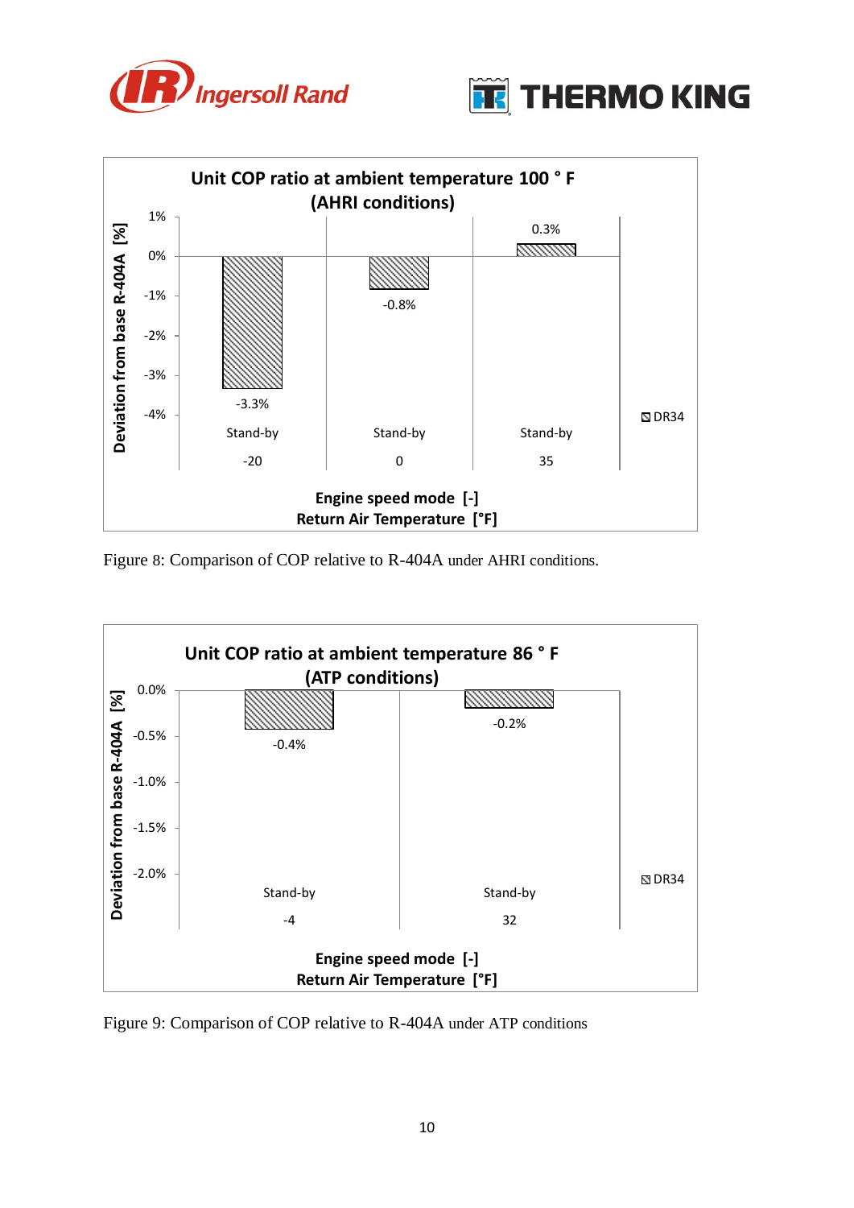Figure 8: Comparison of COP relative to R-404A under AHRI conditions.

Figure 9: Comparison of COP relative to R-404A under ATP conditions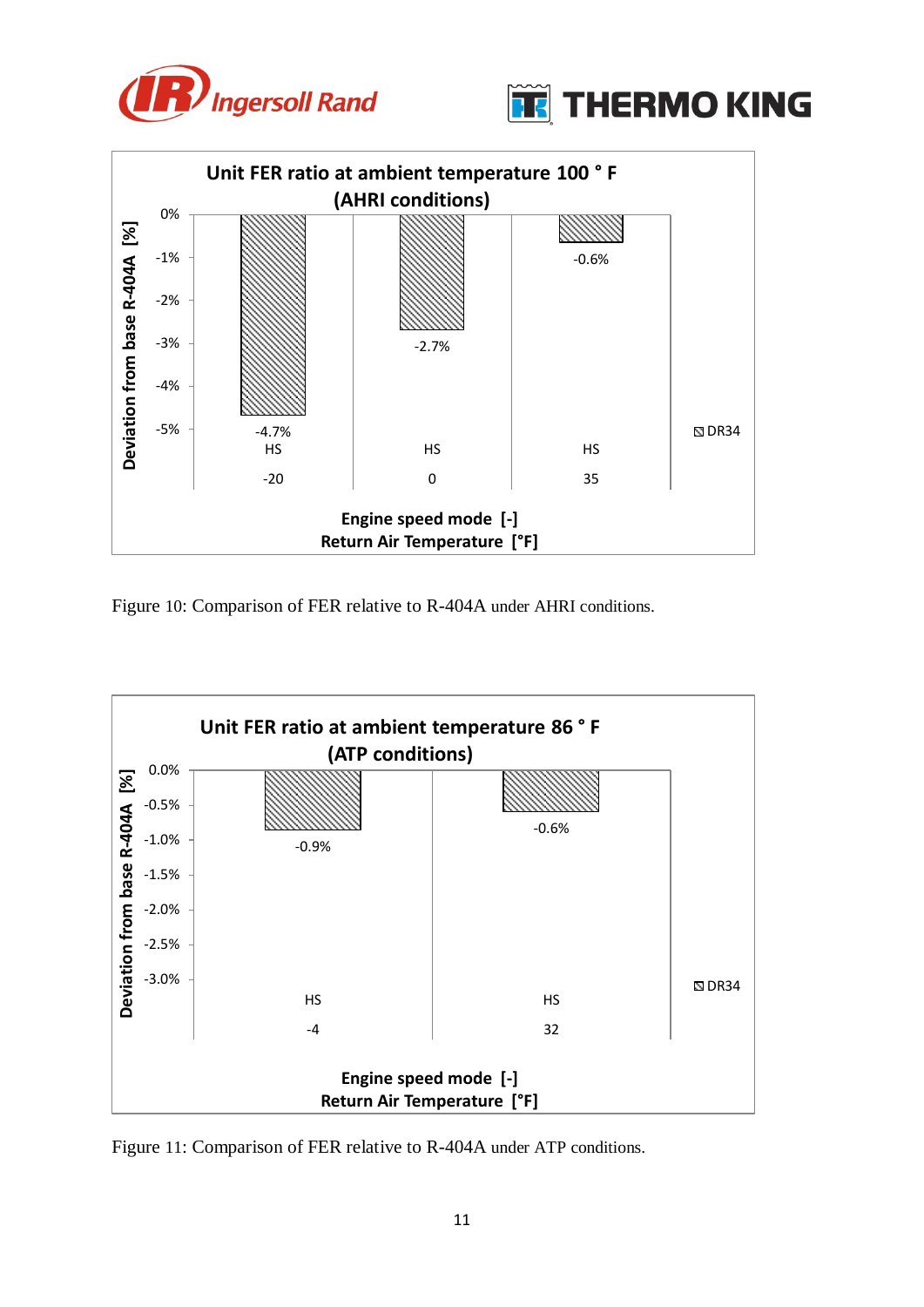Unit FER ratio at ambient temperature 100 ° F
(AHRI conditions)

Deviation from base R-404A [%]

0%
-1%
-2%
-3%
-4%
-5%

-4.7%
-2.7%
-0.6%

HS
-20

HS
0

HS
35

DR34

Engine speed mode [-]
Return Air Temperature [°F]

Figure 10: Comparison of FER relative to R-404A under AHRI conditions.

Unit FER ratio at ambient temperature 86 ° F
(ATP conditions)

Deviation from base R-404A [%]

0.0%
-0.5%
-1.0%
-1.5%
-2.0%
-2.5%
-3.0%

-0.9%
-0.6%

HS
-4

HS
32

DR34

Engine speed mode [-]
Return Air Temperature [°F]

Figure 11: Comparison of FER relative to R-404A under ATP conditions.